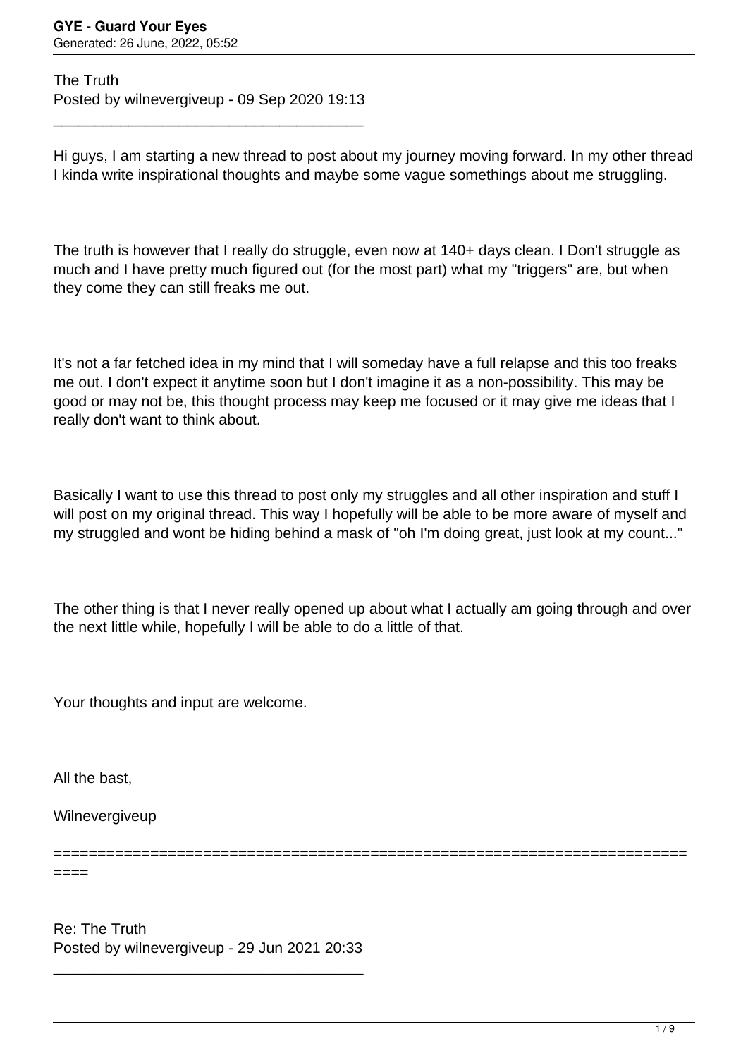The Truth
Posted by wilnevergiveup - 09 Sep 2020 19:13

\_\_\_\_\_\_\_\_\_\_\_\_\_\_\_\_\_\_\_\_\_\_\_\_\_\_\_\_\_\_\_\_\_\_\_\_\_

Hi guys, I am starting a new thread to post about my journey moving forward. In my other thread I kinda write inspirational thoughts and maybe some vague somethings about me struggling.

The truth is however that I really do struggle, even now at 140+ days clean. I Don't struggle as much and I have pretty much figured out (for the most part) what my "triggers" are, but when they come they can still freaks me out.

It's not a far fetched idea in my mind that I will someday have a full relapse and this too freaks me out. I don't expect it anytime soon but I don't imagine it as a non-possibility. This may be good or may not be, this thought process may keep me focused or it may give me ideas that I really don't want to think about.

Basically I want to use this thread to post only my struggles and all other inspiration and stuff I will post on my original thread. This way I hopefully will be able to be more aware of myself and my struggled and wont be hiding behind a mask of "oh I'm doing great, just look at my count..."

The other thing is that I never really opened up about what I actually am going through and over the next little while, hopefully I will be able to do a little of that.

Your thoughts and input are welcome.

All the bast,

Wilnevergiveup

========================================================================

Re: The Truth
Posted by wilnevergiveup - 29 Jun 2021 20:33

\_\_\_\_\_\_\_\_\_\_\_\_\_\_\_\_\_\_\_\_\_\_\_\_\_\_\_\_\_\_\_\_\_\_\_\_\_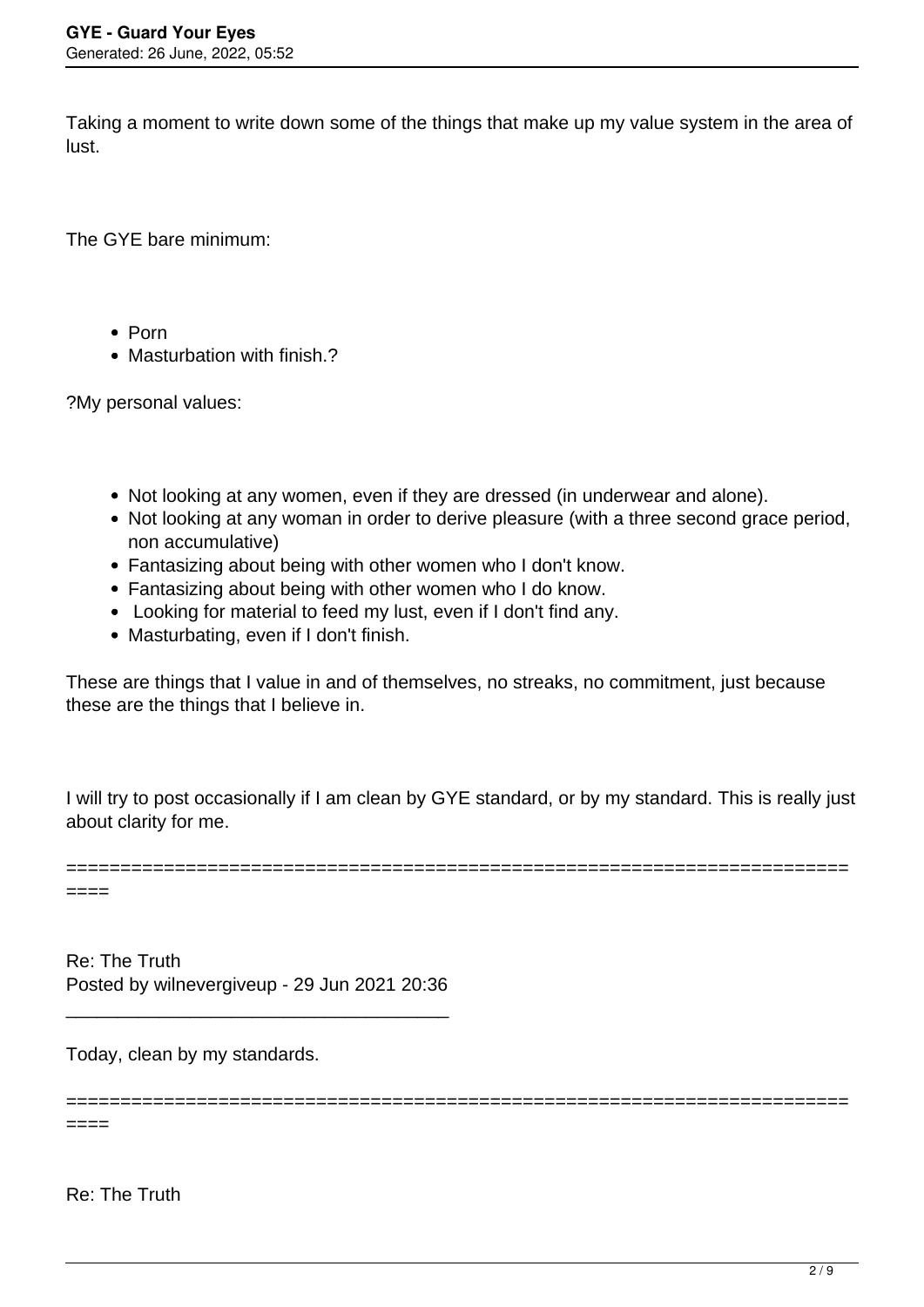Taking a moment to write down some of the things that make up my value system in the area of lust.

The GYE bare minimum:

- Porn
- Masturbation with finish.?

?My personal values:

- Not looking at any women, even if they are dressed (in underwear and alone).
- Not looking at any woman in order to derive pleasure (with a three second grace period, non accumulative)
- Fantasizing about being with other women who I don't know.
- Fantasizing about being with other women who I do know.
- Looking for material to feed my lust, even if I don't find any.
- Masturbating, even if I don't finish.

These are things that I value in and of themselves, no streaks, no commitment, just because these are the things that I believe in.

I will try to post occasionally if I am clean by GYE standard, or by my standard. This is really just about clarity for me.

============================================================================

Re: The Truth
Posted by wilnevergiveup - 29 Jun 2021 20:36

_____________________________________

Today, clean by my standards.

============================================================================

Re: The Truth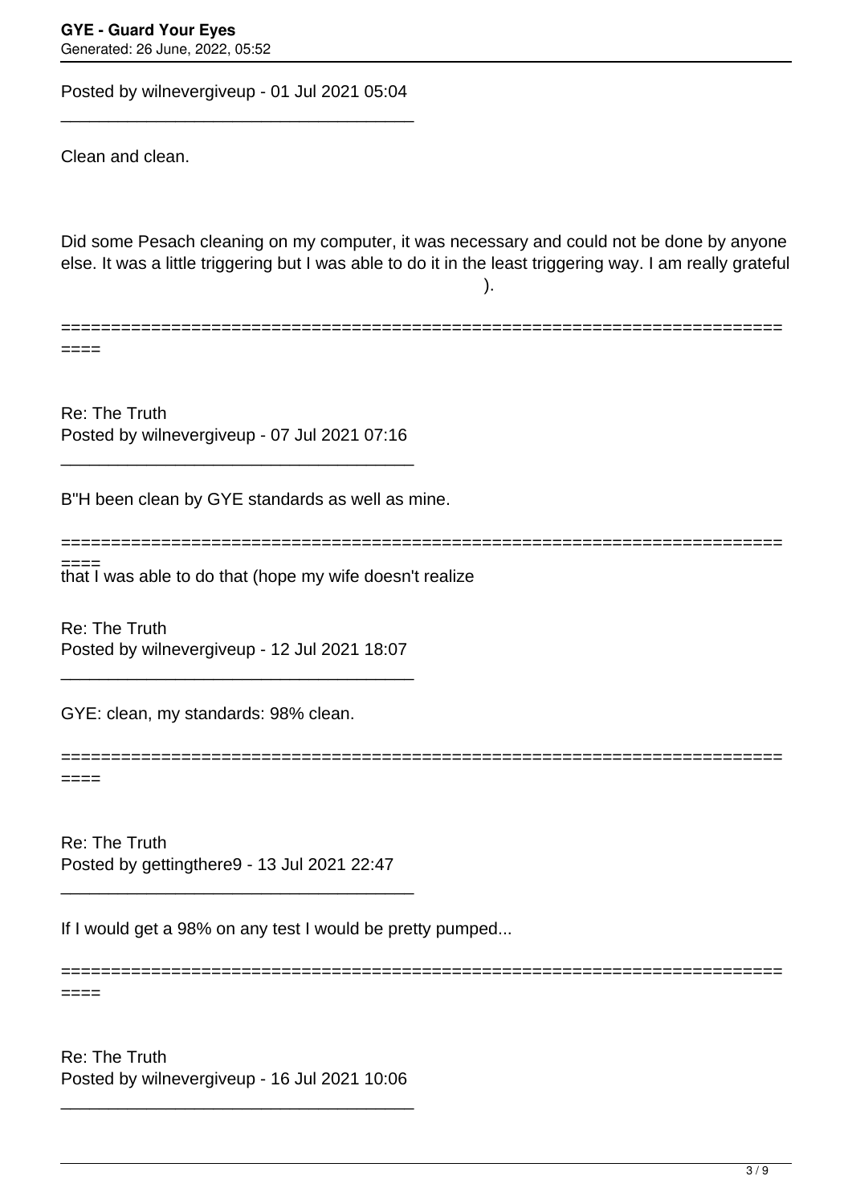Posted by wilnevergiveup - 01 Jul 2021 05:04

_____________________________________

Clean and clean.

Did some Pesach cleaning on my computer, it was necessary and could not be done by anyone else. It was a little triggering but I was able to do it in the least triggering way. I am really grateful that I was able to do that (hope my wife doesn't realize ).

========================================================================

Re: The Truth
Posted by wilnevergiveup - 07 Jul 2021 07:16

_____________________________________

B"H been clean by GYE standards as well as mine.

========================================================================

Re: The Truth
Posted by wilnevergiveup - 12 Jul 2021 18:07

_____________________________________

GYE: clean, my standards: 98% clean.

========================================================================

Re: The Truth
Posted by gettingthere9 - 13 Jul 2021 22:47

_____________________________________

If I would get a 98% on any test I would be pretty pumped...

========================================================================

Re: The Truth
Posted by wilnevergiveup - 16 Jul 2021 10:06

_____________________________________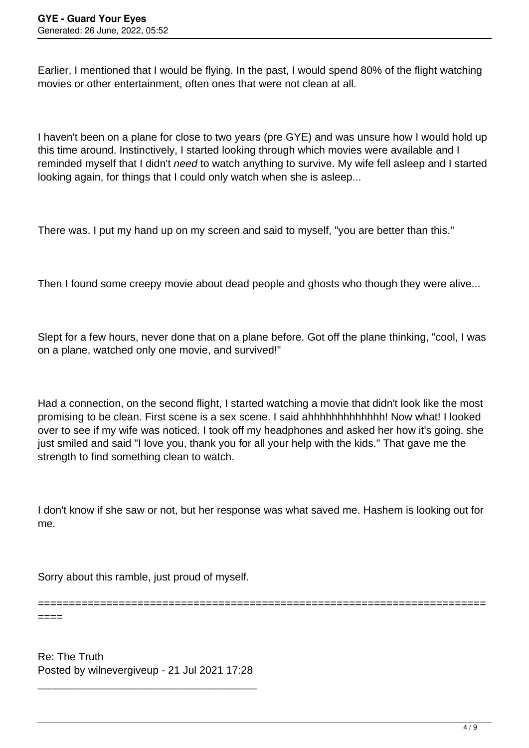Earlier, I mentioned that I would be flying. In the past, I would spend 80% of the flight watching movies or other entertainment, often ones that were not clean at all.

I haven't been on a plane for close to two years (pre GYE) and was unsure how I would hold up this time around. Instinctively, I started looking through which movies were available and I reminded myself that I didn't *need* to watch anything to survive. My wife fell asleep and I started looking again, for things that I could only watch when she is asleep...

There was. I put my hand up on my screen and said to myself, "you are better than this."

Then I found some creepy movie about dead people and ghosts who though they were alive...

Slept for a few hours, never done that on a plane before. Got off the plane thinking, "cool, I was on a plane, watched only one movie, and survived!"

Had a connection, on the second flight, I started watching a movie that didn't look like the most promising to be clean. First scene is a sex scene. I said ahhhhhhhhhhhhh! Now what! I looked over to see if my wife was noticed. I took off my headphones and asked her how it's going. she just smiled and said "I love you, thank you for all your help with the kids." That gave me the strength to find something clean to watch.

I don't know if she saw or not, but her response was what saved me. Hashem is looking out for me.

Sorry about this ramble, just proud of myself.

============================================================================

Re: The Truth
Posted by wilnevergiveup - 21 Jul 2021 17:28

_____________________________________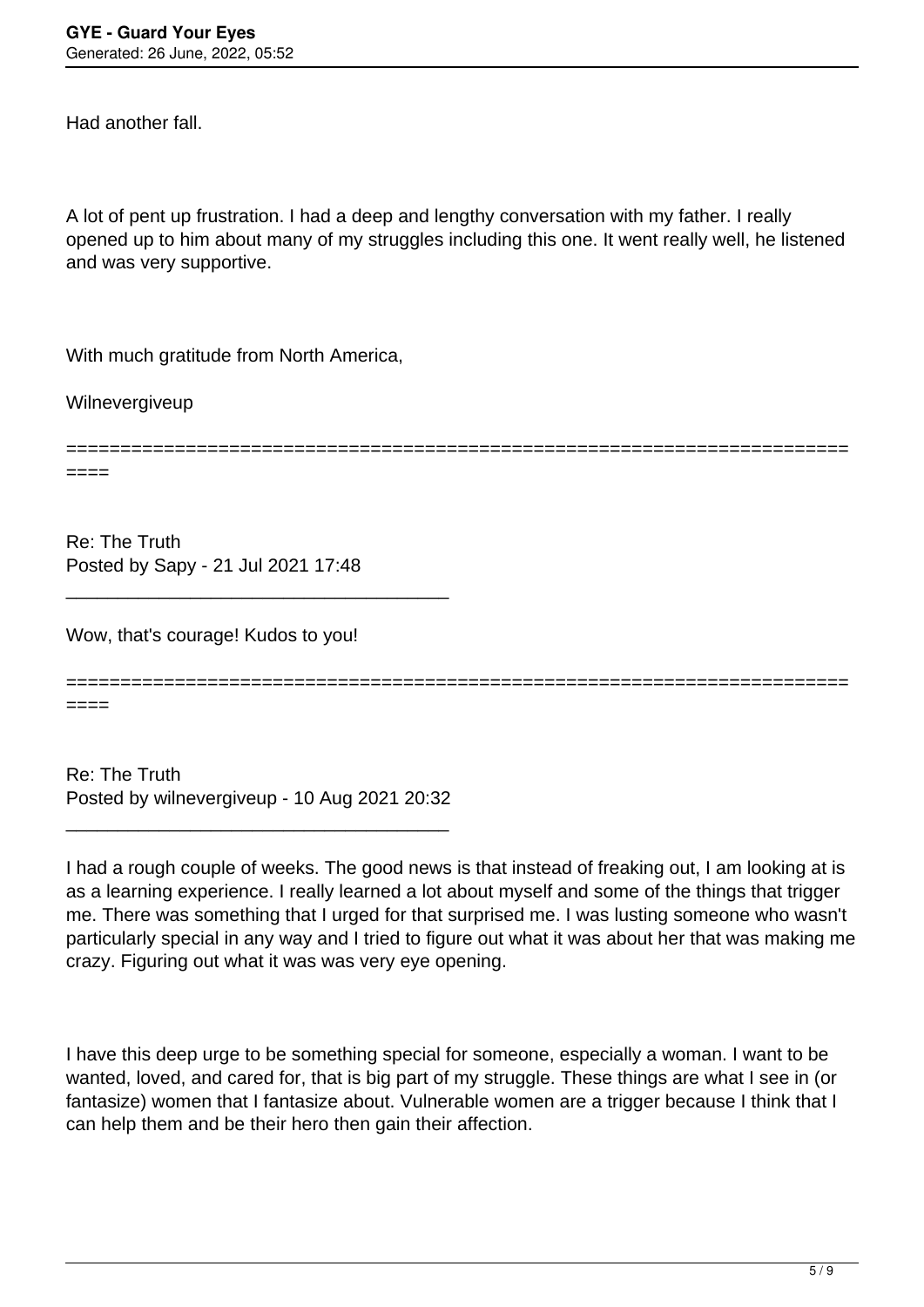Had another fall.

A lot of pent up frustration. I had a deep and lengthy conversation with my father. I really opened up to him about many of my struggles including this one. It went really well, he listened and was very supportive.

With much gratitude from North America,

Wilnevergiveup

============================================================================

Re: The Truth
Posted by Sapy - 21 Jul 2021 17:48

_____________________________________

Wow, that's courage! Kudos to you!

============================================================================

Re: The Truth
Posted by wilnevergiveup - 10 Aug 2021 20:32

_____________________________________

I had a rough couple of weeks. The good news is that instead of freaking out, I am looking at is as a learning experience. I really learned a lot about myself and some of the things that trigger me. There was something that I urged for that surprised me. I was lusting someone who wasn't particularly special in any way and I tried to figure out what it was about her that was making me crazy. Figuring out what it was was very eye opening.

I have this deep urge to be something special for someone, especially a woman. I want to be wanted, loved, and cared for, that is big part of my struggle. These things are what I see in (or fantasize) women that I fantasize about. Vulnerable women are a trigger because I think that I can help them and be their hero then gain their affection.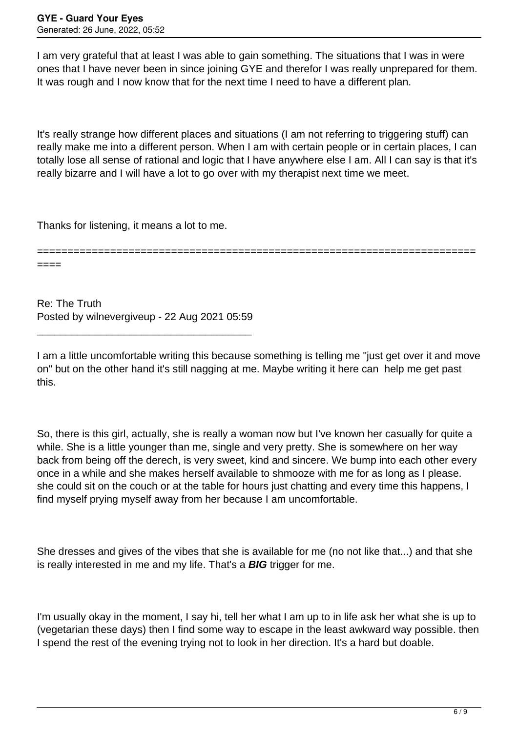I am very grateful that at least I was able to gain something. The situations that I was in were ones that I have never been in since joining GYE and therefor I was really unprepared for them. It was rough and I now know that for the next time I need to have a different plan.

It's really strange how different places and situations (I am not referring to triggering stuff) can really make me into a different person. When I am with certain people or in certain places, I can totally lose all sense of rational and logic that I have anywhere else I am. All I can say is that it's really bizarre and I will have a lot to go over with my therapist next time we meet.

Thanks for listening, it means a lot to me.

============================================================================

Re: The Truth
Posted by wilnevergiveup - 22 Aug 2021 05:59

_____________________________________

I am a little uncomfortable writing this because something is telling me "just get over it and move on" but on the other hand it's still nagging at me. Maybe writing it here can help me get past this.

So, there is this girl, actually, she is really a woman now but I've known her casually for quite a while. She is a little younger than me, single and very pretty. She is somewhere on her way back from being off the derech, is very sweet, kind and sincere. We bump into each other every once in a while and she makes herself available to shmooze with me for as long as I please. she could sit on the couch or at the table for hours just chatting and every time this happens, I find myself prying myself away from her because I am uncomfortable.

She dresses and gives of the vibes that she is available for me (no not like that...) and that she is really interested in me and my life. That's a ***BIG*** trigger for me.

I'm usually okay in the moment, I say hi, tell her what I am up to in life ask her what she is up to (vegetarian these days) then I find some way to escape in the least awkward way possible. then I spend the rest of the evening trying not to look in her direction. It's a hard but doable.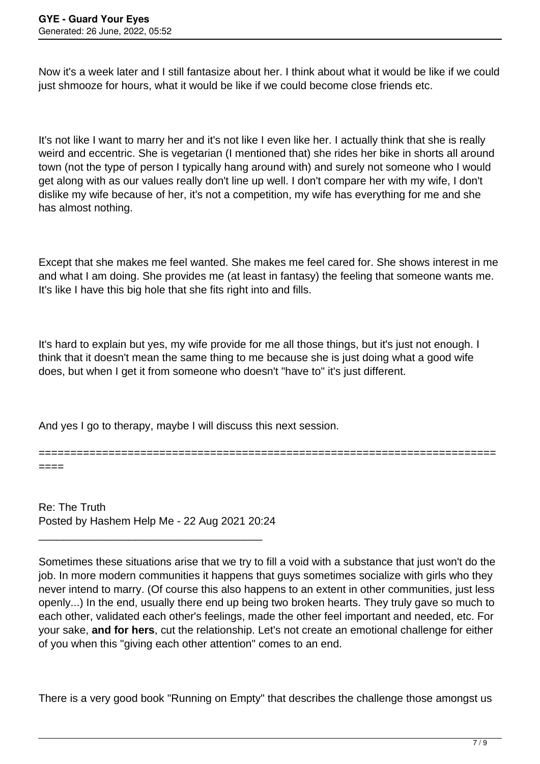Now it's a week later and I still fantasize about her. I think about what it would be like if we could just shmooze for hours, what it would be like if we could become close friends etc.

It's not like I want to marry her and it's not like I even like her. I actually think that she is really weird and eccentric. She is vegetarian (I mentioned that) she rides her bike in shorts all around town (not the type of person I typically hang around with) and surely not someone who I would get along with as our values really don't line up well. I don't compare her with my wife, I don't dislike my wife because of her, it's not a competition, my wife has everything for me and she has almost nothing.

Except that she makes me feel wanted. She makes me feel cared for. She shows interest in me and what I am doing. She provides me (at least in fantasy) the feeling that someone wants me. It's like I have this big hole that she fits right into and fills.

It's hard to explain but yes, my wife provide for me all those things, but it's just not enough. I think that it doesn't mean the same thing to me because she is just doing what a good wife does, but when I get it from someone who doesn't "have to" it's just different.

And yes I go to therapy, maybe I will discuss this next session.

============================================================================

Re: The Truth
Posted by Hashem Help Me - 22 Aug 2021 20:24

---

Sometimes these situations arise that we try to fill a void with a substance that just won't do the job. In more modern communities it happens that guys sometimes socialize with girls who they never intend to marry. (Of course this also happens to an extent in other communities, just less openly...) In the end, usually there end up being two broken hearts. They truly gave so much to each other, validated each other's feelings, made the other feel important and needed, etc. For your sake, **and for hers**, cut the relationship. Let's not create an emotional challenge for either of you when this "giving each other attention" comes to an end.

There is a very good book "Running on Empty" that describes the challenge those amongst us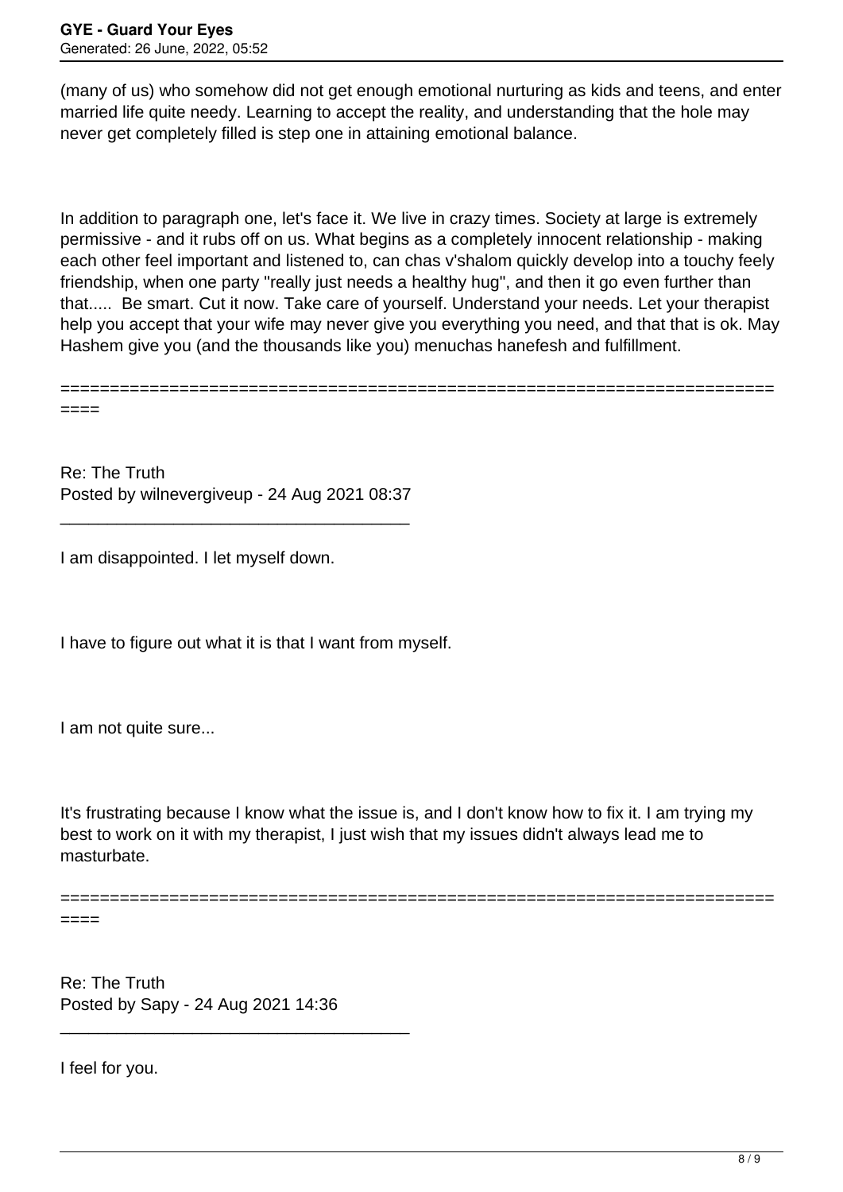(many of us) who somehow did not get enough emotional nurturing as kids and teens, and enter married life quite needy. Learning to accept the reality, and understanding that the hole may never get completely filled is step one in attaining emotional balance.

In addition to paragraph one, let's face it. We live in crazy times. Society at large is extremely permissive - and it rubs off on us. What begins as a completely innocent relationship - making each other feel important and listened to, can chas v'shalom quickly develop into a touchy feely friendship, when one party "really just needs a healthy hug", and then it go even further than that..... Be smart. Cut it now. Take care of yourself. Understand your needs. Let your therapist help you accept that your wife may never give you everything you need, and that that is ok. May Hashem give you (and the thousands like you) menuchas hanefesh and fulfillment.

============================================================================

Re: The Truth
Posted by wilnevergiveup - 24 Aug 2021 08:37

_____________________________________

I am disappointed. I let myself down.

I have to figure out what it is that I want from myself.

I am not quite sure...

It's frustrating because I know what the issue is, and I don't know how to fix it. I am trying my best to work on it with my therapist, I just wish that my issues didn't always lead me to masturbate.

============================================================================

Re: The Truth
Posted by Sapy - 24 Aug 2021 14:36

_____________________________________

I feel for you.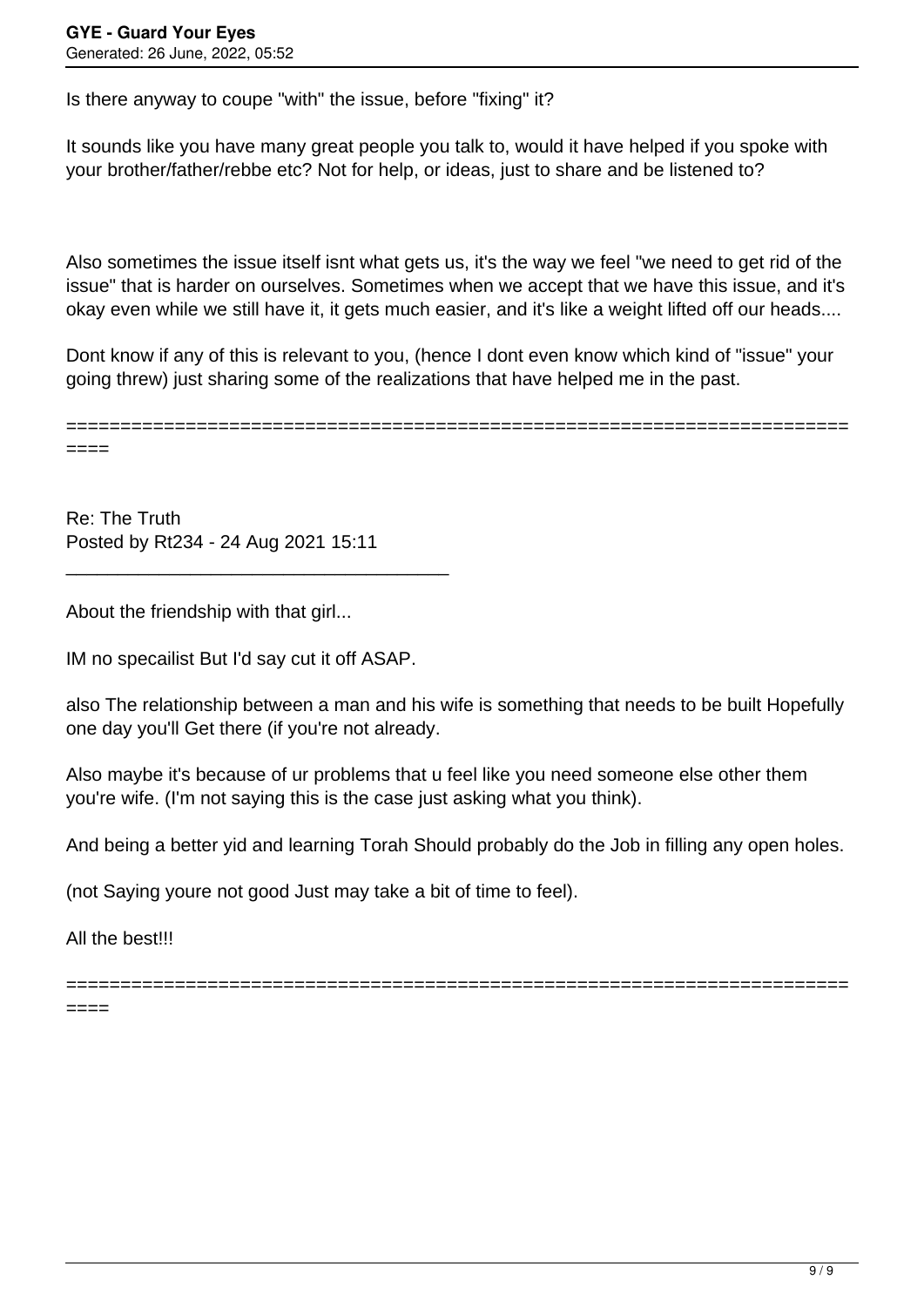Is there anyway to coupe "with" the issue, before "fixing" it?

It sounds like you have many great people you talk to, would it have helped if you spoke with your brother/father/rebbe etc? Not for help, or ideas, just to share and be listened to?

Also sometimes the issue itself isnt what gets us, it's the way we feel "we need to get rid of the issue" that is harder on ourselves. Sometimes when we accept that we have this issue, and it's okay even while we still have it, it gets much easier, and it's like a weight lifted off our heads....

Dont know if any of this is relevant to you, (hence I dont even know which kind of "issue" your going threw) just sharing some of the realizations that have helped me in the past.

============================================================================

Re: The Truth
Posted by Rt234 - 24 Aug 2021 15:11

_____________________________________

About the friendship with that girl...

IM no specailist But I'd say cut it off ASAP.

also The relationship between a man and his wife is something that needs to be built Hopefully one day you'll Get there (if you're not already.

Also maybe it's because of ur problems that u feel like you need someone else other them you're wife. (I'm not saying this is the case just asking what you think).

And being a better yid and learning Torah Should probably do the Job in filling any open holes.

(not Saying youre not good Just may take a bit of time to feel).

All the best!!!

============================================================================